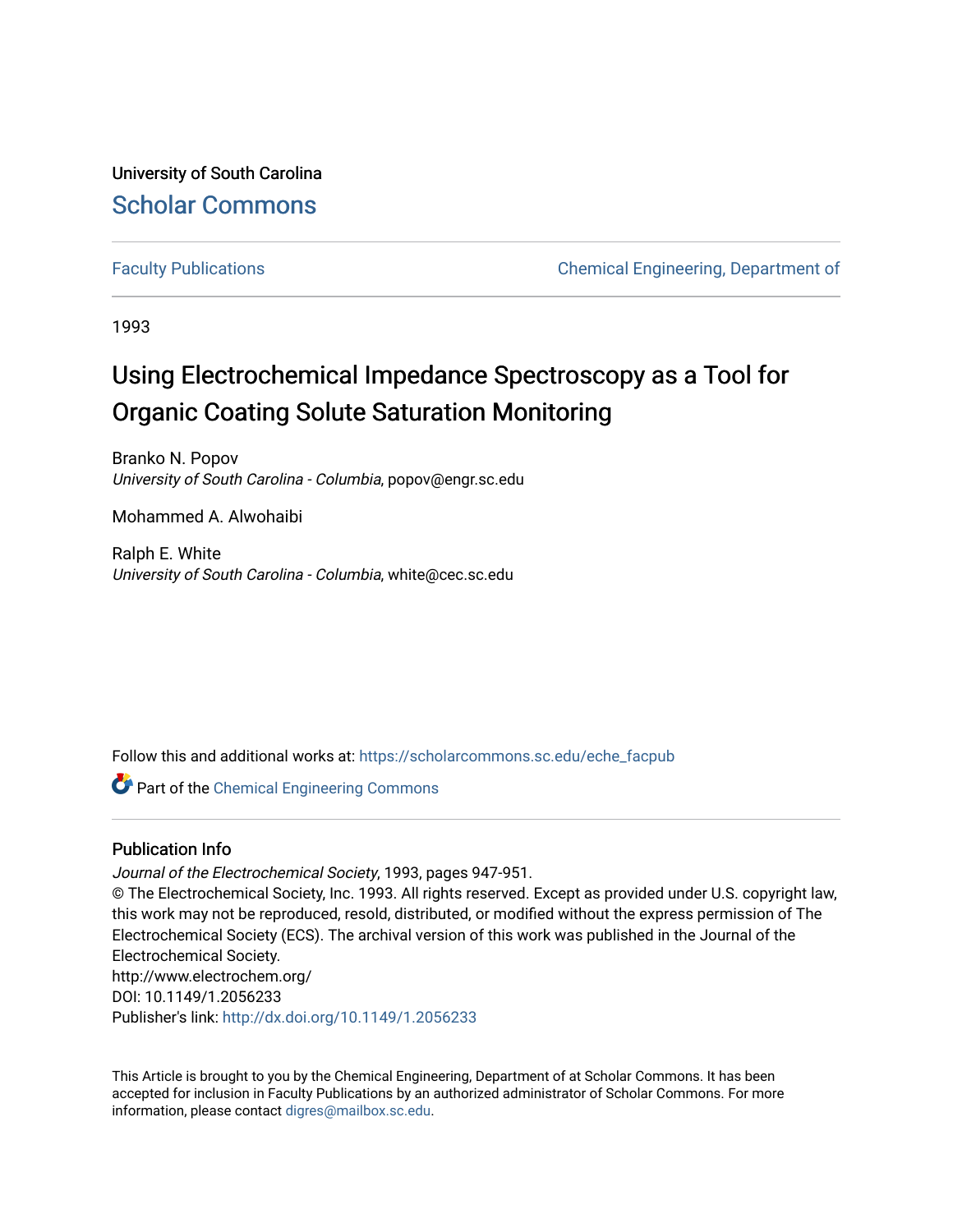University of South Carolina

Scholar Commons

Faculty Publications | Chemical Engineering, Department of

1993

# Using Electrochemical Impedance Spectroscopy as a Tool for Organic Coating Solute Saturation Monitoring

Branko N. Popov
*University of South Carolina - Columbia*, popov@engr.sc.edu

Mohammed A. Alwohaibi

Ralph E. White
*University of South Carolina - Columbia*, white@cec.sc.edu

Follow this and additional works at: https://scholarcommons.sc.edu/eche_facpub

Part of the Chemical Engineering Commons

## Publication Info

*Journal of the Electrochemical Society*, 1993, pages 947-951.
© The Electrochemical Society, Inc. 1993. All rights reserved. Except as provided under U.S. copyright law, this work may not be reproduced, resold, distributed, or modified without the express permission of The Electrochemical Society (ECS). The archival version of this work was published in the Journal of the Electrochemical Society.
http://www.electrochem.org/
DOI: 10.1149/1.2056233
Publisher's link: http://dx.doi.org/10.1149/1.2056233

This Article is brought to you by the Chemical Engineering, Department of at Scholar Commons. It has been accepted for inclusion in Faculty Publications by an authorized administrator of Scholar Commons. For more information, please contact digres@mailbox.sc.edu.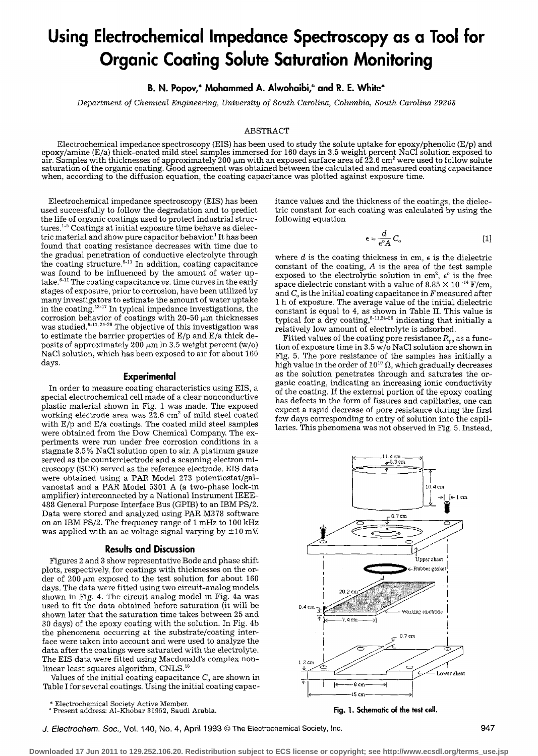# Using Electrochemical Impedance Spectroscopy as a Tool for Organic Coating Solute Saturation Monitoring

**B. N. Popov,* Mohammed A. Alwohaibi,[a] and R. E. White***

*Department of Chemical Engineering, University of South Carolina, Columbia, South Carolina 29208*

## ABSTRACT

Electrochemical impedance spectroscopy (EIS) has been used to study the solute uptake for epoxy/phenolic (E/p) and epoxy/amine (E/a) thick-coated mild steel samples immersed for 160 days in 3.5 weight percent NaCl solution exposed to air. Samples with thicknesses of approximately 200 μm with an exposed surface area of 22.6 $cm^2$ were used to follow solute saturation of the organic coating. Good agreement was obtained between the calculated and measured coating capacitance when, according to the diffusion equation, the coating capacitance was plotted against exposure time.

Electrochemical impedance spectroscopy (EIS) has been used successfully to follow the degradation and to predict the life of organic coatings used to protect industrial structures.[1-5] Coatings at initial exposure time behave as dielectric material and show pure capacitor behavior.[1] It has been found that coating resistance decreases with time due to the gradual penetration of conductive electrolyte through the coating structure.[6-11] In addition, coating capacitance was found to be influenced by the amount of water uptake.[6-11] The coating capacitance *vs.* time curves in the early stages of exposure, prior to corrosion, have been utilized by many investigators to estimate the amount of water uptake in the coating.[12-17] In typical impedance investigations, the corrosion behavior of coatings with 20-50 μm thicknesses was studied.[6-11, 24-26] The objective of this investigation was to estimate the barrier properties of E/p and E/a thick deposits of approximately 200 μm in 3.5 weight percent (w/o) NaCl solution, which has been exposed to air for about 160 days.

## Experimental

In order to measure coating characteristics using EIS, a special electrochemical cell made of a clear nonconductive plastic material shown in Fig. 1 was made. The exposed working electrode area was 22.6 $cm^2$ of mild steel coated with E/p and E/a coatings. The coated mild steel samples were obtained from the Dow Chemical Company. The experiments were run under free corrosion conditions in a stagnate 3.5% NaCl solution open to air. A platinum gauze served as the counterelectrode and a scanning electron microscopy (SCE) served as the reference electrode. EIS data were obtained using a PAR Model 273 potentiostat/galvanostat and a PAR Model 5301 A (a two-phase lock-in amplifier) interconnected by a National Instrument IEEE-488 General Purpose Interface Bus (GPIB) to an IBM PS/2. Data were stored and analyzed using PAR M378 software on an IBM PS/2. The frequency range of 1 mHz to 100 kHz was applied with an ac voltage signal varying by ±10 mV.

## Results and Discussion

Figures 2 and 3 show representative Bode and phase shift plots, respectively, for coatings with thicknesses on the order of 200 μm exposed to the test solution for about 160 days. The data were fitted using two circuit-analog models shown in Fig. 4. The circuit analog model in Fig. 4a was used to fit the data obtained before saturation (it will be shown later that the saturation time takes between 25 and 30 days) of the epoxy coating with the solution. In Fig. 4b the phenomena occurring at the substrate/coating interface were taken into account and were used to analyze the data after the coatings were saturated with the electrolyte. The EIS data were fitted using Macdonald's complex nonlinear least squares algorithm, CNLS.[18]

Values of the initial coating capacitance $C_o$ are shown in Table I for several coatings. Using the initial coating capacitance values and the thickness of the coatings, the dielectric constant for each coating was calculated by using the following equation

$$\epsilon = \frac{d}{\epsilon^{o} A} C_o \qquad [1]$$

where $d$ is the coating thickness in cm, $\epsilon$ is the dielectric constant of the coating, $A$ is the area of the test sample exposed to the electrolytic solution in $cm^2$, $\epsilon^o$ is the free space dielectric constant with a value of $8.85 \times 10^{-14}$ F/cm, and $C_o$ is the initial coating capacitance in $F$ measured after 1 h of exposure. The average value of the initial dielectric constant is equal to 4, as shown in Table II. This value is typical for a dry coating,[6-11,24-26] indicating that initially a relatively low amount of electrolyte is adsorbed.

Fitted values of the coating pore resistance $R_{po}$ as a function of exposure time in 3.5 w/o NaCl solution are shown in Fig. 5. The pore resistance of the samples has initially a high value in the order of $10^{10}$ Ω, which gradually decreases as the solution penetrates through and saturates the organic coating, indicating an increasing ionic conductivity of the coating. If the external portion of the epoxy coating has defects in the form of fissures and capillaries, one can expect a rapid decrease of pore resistance during the first few days corresponding to entry of solution into the capillaries. This phenomena was not observed in Fig. 5. Instead,

Fig. 1. Schematic of the test cell.

\* Electrochemical Society Active Member.
[a] Present address: Al-Khobar 31952, Saudi Arabia.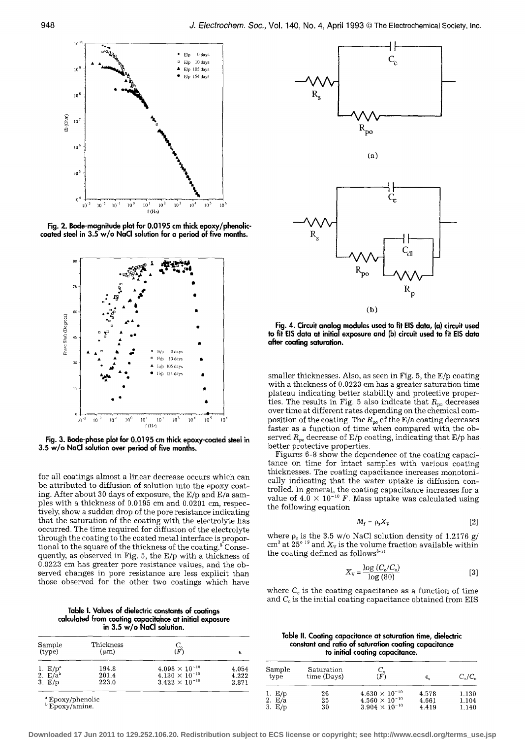Fig. 2. Bode-magnitude plot for 0.0195 cm thick epoxy/phenolic-coated steel in 3.5 w/o NaCl solution for a period of five months.

Fig. 3. Bode-phase plot for 0.0195 cm thick epoxy-coated steel in 3.5 w/o NaCl solution over period of five months.

for all coatings almost a linear decrease occurs which can be attributed to diffusion of solution into the epoxy coating. After about 30 days of exposure, the E/p and E/a samples with a thickness of 0.0195 cm and 0.0201 cm, respectively, show a sudden drop of the pore resistance indicating that the saturation of the coating with the electrolyte has occurred. The time required for diffusion of the electrolyte through the coating to the coated metal interface is proportional to the square of the thickness of the coating.[5] Consequently, as observed in Fig. 5, the E/p with a thickness of 0.0223 cm has greater pore resistance values, and the observed changes in pore resistance are less explicit than those observed for the other two coatings which have smaller thicknesses. Also, as seen in Fig. 5, the E/p coating with a thickness of 0.0223 cm has a greater saturation time plateau indicating better stability and protective properties. The results in Fig. 5 also indicate that $R_{po}$ decreases over time at different rates depending on the chemical composition of the coating. The $R_{po}$ of the E/a coating decreases faster as a function of time when compared with the observed $R_{po}$ decrease of E/p coating, indicating that E/p has better protective properties.

Figures 6-8 show the dependence of the coating capacitance on time for intact samples with various coating thicknesses. The coating capacitance increases monotonically indicating that the water uptake is diffusion controlled. In general, the coating capacitance increases for a value of $4.0 \times 10^{-10}$ F. Mass uptake was calculated using the following equation

$$M_t = \rho_s X_V \quad [2]$$

where $\rho_s$ is the 3.5 w/o NaCl solution density of 1.2176 g/cm$^3$ at 25°[19] and $X_V$ is the volume fraction available within the coating defined as follows[8-11]

$$X_V = \frac{\log (C_c/C_o)}{\log (80)} \quad [3]$$

where $C_c$ is the coating capacitance as a function of time and $C_o$ is the initial coating capacitance obtained from EIS

Fig. 4. Circuit analog modules used to fit EIS data, (a) circuit used to fit EIS data at initial exposure and (b) circuit used to fit EIS data after coating saturation.

Table I. Values of dielectric constants of coatings calculated from coating capacitance at initial exposure in 3.5 w/o NaCl solution.

| Sample (type) | Thickness (μm) | $C_o$ (F) | ε |
|---|---|---|---|
| 1. E/p[a] | 194.8 | $4.098 \times 10^{-10}$ | 4.054 |
| 2. E/a[b] | 201.4 | $4.130 \times 10^{-10}$ | 4.222 |
| 3. E/p | 223.0 | $3.422 \times 10^{-10}$ | 3.871 |

[a] Epoxy/phenolic.
[b] Epoxy/amine.

Table II. Coating capacitance at saturation time, dielectric constant and ratio of saturation coating capacitance to initial coating capacitance.

| Sample type | Saturation time (Days) | $C_s$ (F) | $\epsilon_s$ | $C_s/C_o$ |
|---|---|---|---|---|
| 1. E/p | 26 | $4.630 \times 10^{-10}$ | 4.578 | 1.130 |
| 2. E/a | 25 | $4.560 \times 10^{-10}$ | 4.661 | 1.104 |
| 3. E/p | 30 | $3.904 \times 10^{-10}$ | 4.419 | 1.140 |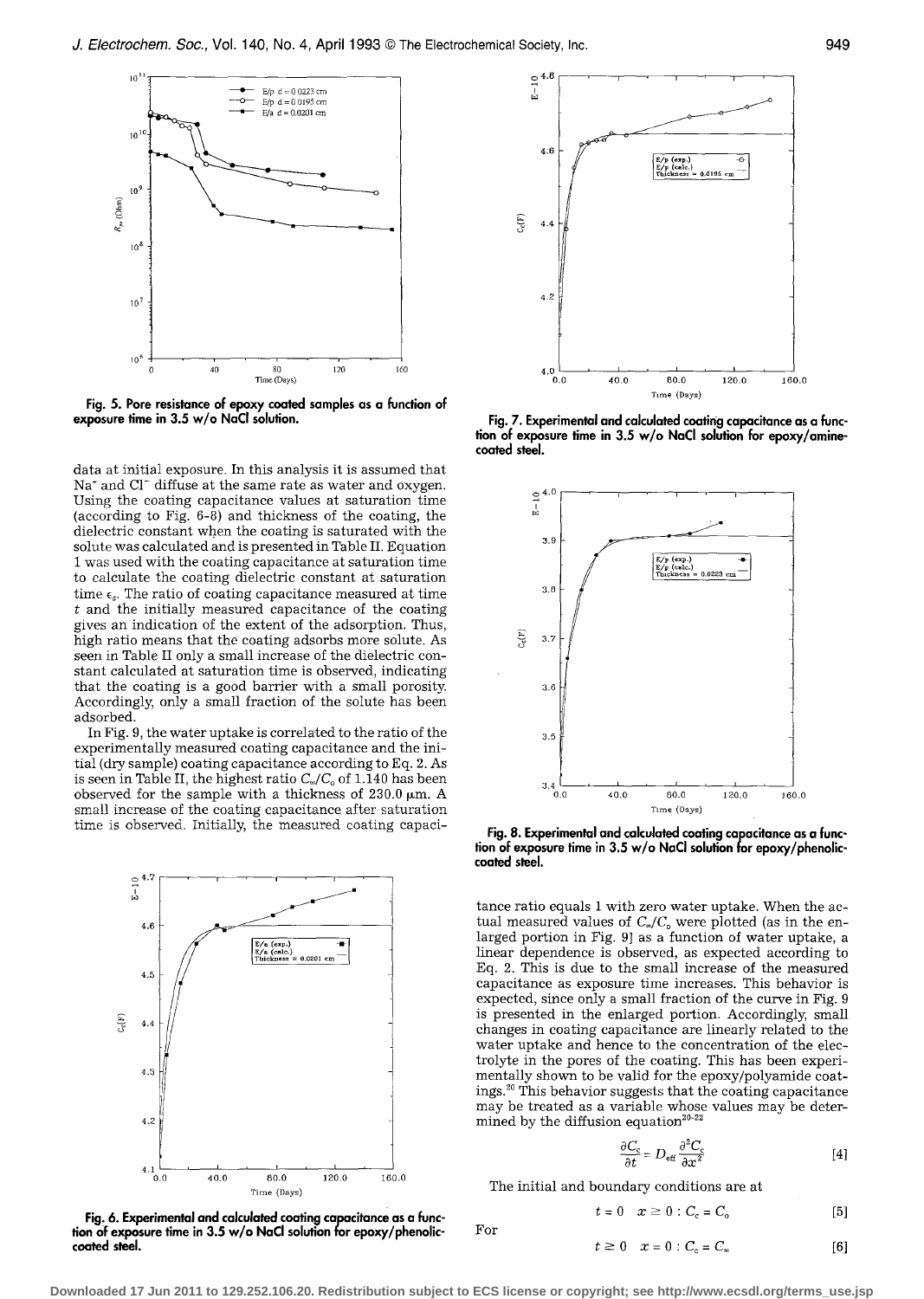Fig. 5. Pore resistance of epoxy coated samples as a function of exposure time in 3.5 w/o NaCl solution.

data at initial exposure. In this analysis it is assumed that $Na^+$ and $Cl^-$ diffuse at the same rate as water and oxygen. Using the coating capacitance values at saturation time (according to Fig. 6-8) and thickness of the coating, the dielectric constant when the coating is saturated with the solute was calculated and is presented in Table II. Equation 1 was used with the coating capacitance at saturation time to calculate the coating dielectric constant at saturation time $\epsilon_s$. The ratio of coating capacitance measured at time $t$ and the initially measured capacitance of the coating gives an indication of the extent of the adsorption. Thus, high ratio means that the coating adsorbs more solute. As seen in Table II only a small increase of the dielectric constant calculated at saturation time is observed, indicating that the coating is a good barrier with a small porosity. Accordingly, only a small fraction of the solute has been adsorbed.

In Fig. 9, the water uptake is correlated to the ratio of the experimentally measured coating capacitance and the initial (dry sample) coating capacitance according to Eq. 2. As is seen in Table II, the highest ratio $C_\infty/C_o$ of 1.140 has been observed for the sample with a thickness of 230.0 μm. A small increase of the coating capacitance after saturation time is observed. Initially, the measured coating capacitance ratio equals 1 with zero water uptake. When the actual measured values of $C_\infty/C_o$ were plotted (as in the enlarged portion in Fig. 9) as a function of water uptake, a linear dependence is observed, as expected according to Eq. 2. This is due to the small increase of the measured capacitance as exposure time increases. This behavior is expected, since only a small fraction of the curve in Fig. 9 is presented in the enlarged portion. Accordingly, small changes in coating capacitance are linearly related to the water uptake and hence to the concentration of the electrolyte in the pores of the coating. This has been experimentally shown to be valid for the epoxy/polyamide coatings.[20] This behavior suggests that the coating capacitance may be treated as a variable whose values may be determined by the diffusion equation[20-22]

Fig. 6. Experimental and calculated coating capacitance as a function of exposure time in 3.5 w/o NaCl solution for epoxy/phenolic-coated steel.

Fig. 7. Experimental and calculated coating capacitance as a function of exposure time in 3.5 w/o NaCl solution for epoxy/amine-coated steel.

Fig. 8. Experimental and calculated coating capacitance as a function of exposure time in 3.5 w/o NaCl solution for epoxy/phenolic-coated steel.

$$\frac{\partial C_c}{\partial t} = D_{eff} \frac{\partial^2 C_c}{\partial x^2} \qquad [4]$$

The initial and boundary conditions are at

$$t = 0 \quad x \geq 0 : C_c = C_o \qquad [5]$$

For

$$t \geq 0 \quad x = 0 : C_c = C_\infty \qquad [6]$$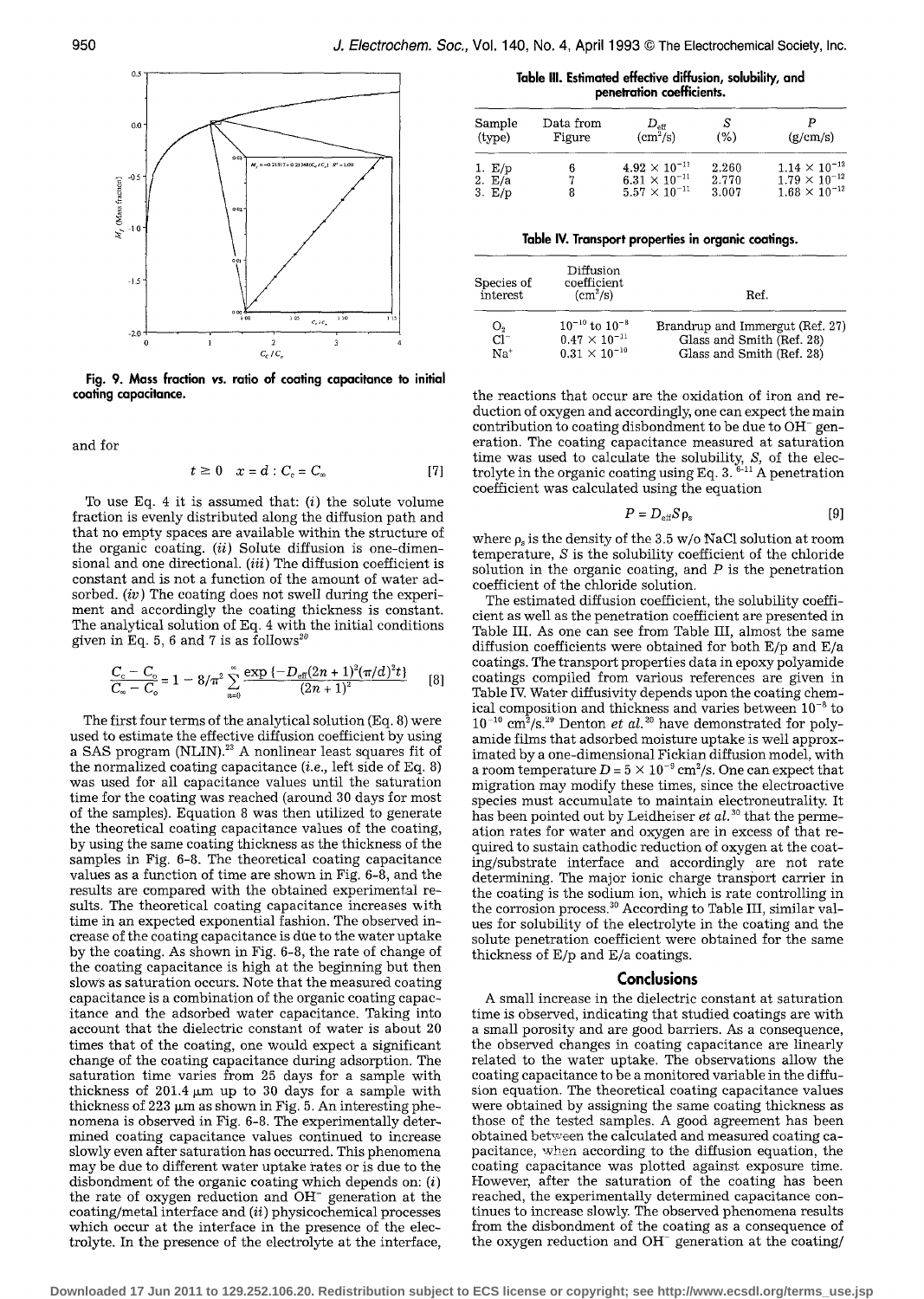Fig. 9. Mass fraction vs. ratio of coating capacitance to initial coating capacitance.

and for

$$t \geq 0 \quad x = d : C_c = C_\infty \qquad [7]$$

To use Eq. 4 it is assumed that: (*i*) the solute volume fraction is evenly distributed along the diffusion path and that no empty spaces are available within the structure of the organic coating. (*ii*) Solute diffusion is one-dimensional and one directional. (*iii*) The diffusion coefficient is constant and is not a function of the amount of water adsorbed. (*iv*) The coating does not swell during the experiment and accordingly the coating thickness is constant. The analytical solution of Eq. 4 with the initial conditions given in Eq. 5, 6 and 7 is as follows[20]

$$\frac{C_c - C_o}{C_\infty - C_o} = 1 - 8/\pi^2 \sum_{n=0}^{\infty} \frac{\exp\{-D_{\text{eff}}(2n+1)^2(\pi/d)^2 t\}}{(2n+1)^2} \qquad [8]$$

The first four terms of the analytical solution (Eq. 8) were used to estimate the effective diffusion coefficient by using a SAS program (NLIN).[23] A nonlinear least squares fit of the normalized coating capacitance (*i.e.*, left side of Eq. 8) was used for all capacitance values until the saturation time for the coating was reached (around 30 days for most of the samples). Equation 8 was then utilized to generate the theoretical coating capacitance values of the coating, by using the same coating thickness as the thickness of the samples in Fig. 6-8. The theoretical coating capacitance values as a function of time are shown in Fig. 6-8, and the results are compared with the obtained experimental results. The theoretical coating capacitance increases with time in an expected exponential fashion. The observed increase of the coating capacitance is due to the water uptake by the coating. As shown in Fig. 6-8, the rate of change of the coating capacitance is high at the beginning but then slows as saturation occurs. Note that the measured coating capacitance is a combination of the organic coating capacitance and the adsorbed water capacitance. Taking into account that the dielectric constant of water is about 20 times that of the coating, one would expect a significant change of the coating capacitance during adsorption. The saturation time varies from 25 days for a sample with thickness of 201.4 μm up to 30 days for a sample with thickness of 223 μm as shown in Fig. 5. An interesting phenomena is observed in Fig. 6-8. The experimentally determined coating capacitance values continued to increase slowly even after saturation has occurred. This phenomena may be due to different water uptake rates or is due to the disbondment of the organic coating which depends on: (*i*) the rate of oxygen reduction and $OH^-$ generation at the coating/metal interface and (*ii*) physicochemical processes which occur at the interface in the presence of the electrolyte. In the presence of the electrolyte at the interface, the reactions that occur are the oxidation of iron and reduction of oxygen and accordingly, one can expect the main contribution to coating disbondment to be due to $OH^-$ generation. The coating capacitance measured at saturation time was used to calculate the solubility, *S*, of the electrolyte in the organic coating using Eq. 3.[6-11] A penetration coefficient was calculated using the equation

$$P = D_{\text{eff}} S \rho_s \qquad [9]$$

where $\rho_s$ is the density of the 3.5 w/o NaCl solution at room temperature, *S* is the solubility coefficient of the chloride solution in the organic coating, and *P* is the penetration coefficient of the chloride solution.

The estimated diffusion coefficient, the solubility coefficient as well as the penetration coefficient are presented in Table III. As one can see from Table III, almost the same diffusion coefficients were obtained for both E/p and E/a coatings. The transport properties data in epoxy polyamide coatings compiled from various references are given in Table IV. Water diffusivity depends upon the coating chemical composition and thickness and varies between $10^{-8}$ to $10^{-10}$ cm²/s.[29] Denton *et al.*[20] have demonstrated for polyamide films that adsorbed moisture uptake is well approximated by a one-dimensional Fickian diffusion model, with a room temperature $D = 5 \times 10^{-9}$ cm²/s. One can expect that migration may modify these times, since the electroactive species must accumulate to maintain electroneutrality. It has been pointed out by Leidheiser *et al.*[30] that the permeation rates for water and oxygen are in excess of that required to sustain cathodic reduction of oxygen at the coating/substrate interface and accordingly are not rate determining. The major ionic charge transport carrier in the coating is the sodium ion, which is rate controlling in the corrosion process.[30] According to Table III, similar values for solubility of the electrolyte in the coating and the solute penetration coefficient were obtained for the same thickness of E/p and E/a coatings.

**Table III. Estimated effective diffusion, solubility, and penetration coefficients.**

| Sample (type) | Data from Figure | $D_{\text{eff}}$ (cm²/s) | *S* (%) | *P* (g/cm/s) |
|---|---|---|---|---|
| 1. E/p | 6 | $4.92 \times 10^{-11}$ | 2.260 | $1.14 \times 10^{-12}$ |
| 2. E/a | 7 | $6.31 \times 10^{-11}$ | 2.770 | $1.79 \times 10^{-12}$ |
| 3. E/p | 8 | $5.57 \times 10^{-11}$ | 3.007 | $1.68 \times 10^{-12}$ |

**Table IV. Transport properties in organic coatings.**

| Species of interest | Diffusion coefficient (cm²/s) | Ref. |
|---|---|---|
| $O_2$ | $10^{-10}$ to $10^{-8}$ | Brandrup and Immergut (Ref. 27) |
| $Cl^-$ | $0.47 \times 10^{-11}$ | Glass and Smith (Ref. 28) |
| $Na^+$ | $0.31 \times 10^{-10}$ | Glass and Smith (Ref. 28) |

## Conclusions

A small increase in the dielectric constant at saturation time is observed, indicating that studied coatings are with a small porosity and are good barriers. As a consequence, the observed changes in coating capacitance are linearly related to the water uptake. The observations allow the coating capacitance to be a monitored variable in the diffusion equation. The theoretical coating capacitance values were obtained by assigning the same coating thickness as those of the tested samples. A good agreement has been obtained between the calculated and measured coating capacitance, when according to the diffusion equation, the coating capacitance was plotted against exposure time. However, after the saturation of the coating has been reached, the experimentally determined capacitance continues to increase slowly. The observed phenomena results from the disbondment of the coating as a consequence of the oxygen reduction and $OH^-$ generation at the coating/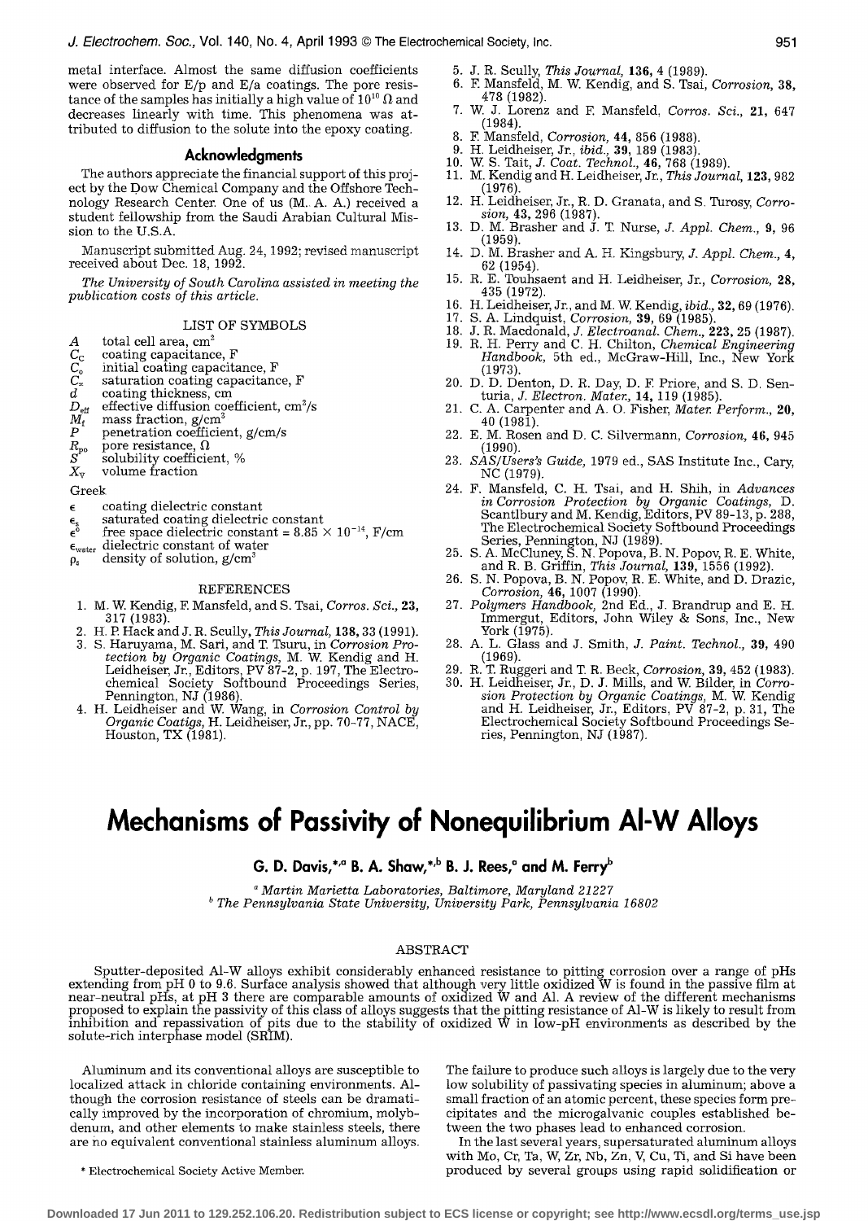metal interface. Almost the same diffusion coefficients were observed for E/p and E/a coatings. The pore resistance of the samples has initially a high value of $10^{10}$ Ω and decreases linearly with time. This phenomena was attributed to diffusion to the solute into the epoxy coating.

## Acknowledgments

The authors appreciate the financial support of this project by the Dow Chemical Company and the Offshore Technology Research Center. One of us (M. A. A.) received a student fellowship from the Saudi Arabian Cultural Mission to the U.S.A.

Manuscript submitted Aug. 24, 1992; revised manuscript received about Dec. 18, 1992.

*The University of South Carolina assisted in meeting the publication costs of this article.*

### LIST OF SYMBOLS

- $A$ total cell area, cm$^2$
- $C_C$ coating capacitance, F
- $C_o$ initial coating capacitance, F
- $C_\infty$ saturation coating capacitance, F
- $d$ coating thickness, cm
- $D_{eff}$ effective diffusion coefficient, cm$^2$/s
- $M_t$ mass fraction, g/cm$^3$
- $P$ penetration coefficient, g/cm/s
- $R_{po}$ pore resistance, Ω
- $S$ solubility coefficient, %
- $X_V$ volume fraction

Greek

- $\epsilon$ coating dielectric constant
- $\epsilon_s$ saturated coating dielectric constant
- $\epsilon^0$ free space dielectric constant = $8.85 \times 10^{-14}$, F/cm
- $\epsilon_{water}$ dielectric constant of water
- $\rho_s$ density of solution, g/cm$^3$

### REFERENCES

1. M. W. Kendig, F. Mansfeld, and S. Tsai, *Corros. Sci.*, **23**, 317 (1983).
2. H. P. Hack and J. R. Scully, *This Journal*, **138**, 33 (1991).
3. S. Haruyama, M. Sari, and T. Tsuru, in *Corrosion Protection by Organic Coatings*, M. W. Kendig and H. Leidheiser, Jr., Editors, PV 87-2, p. 197, The Electrochemical Society Softbound Proceedings Series, Pennington, NJ (1986).
4. H. Leidheiser and W. Wang, in *Corrosion Control by Organic Coatigs*, H. Leidheiser, Jr., pp. 70-77, NACE, Houston, TX (1981).
5. J. R. Scully, *This Journal*, **136**, 4 (1989).
6. F. Mansfeld, M. W. Kendig, and S. Tsai, *Corrosion*, **38**, 478 (1982).
7. W. J. Lorenz and F. Mansfeld, *Corros. Sci.*, **21**, 647 (1984).
8. F. Mansfeld, *Corrosion*, **44**, 856 (1988).
9. H. Leidheiser, Jr., *ibid.*, **39**, 189 (1983).
10. W. S. Tait, *J. Coat. Technol.*, **46**, 768 (1989).
11. M. Kendig and H. Leidheiser, Jr., *This Journal*, **123**, 982 (1976).
12. H. Leidheiser, Jr., R. D. Granata, and S. Turosy, *Corrosion*, **43**, 296 (1987).
13. D. M. Brasher and J. T. Nurse, *J. Appl. Chem.*, **9**, 96 (1959).
14. D. M. Brasher and A. H. Kingsbury, *J. Appl. Chem.*, **4**, 62 (1954).
15. R. E. Touhsaent and H. Leidheiser, Jr., *Corrosion*, **28**, 435 (1972).
16. H. Leidheiser, Jr., and M. W. Kendig, *ibid.*, **32**, 69 (1976).
17. S. A. Lindquist, *Corrosion*, **39**, 69 (1985).
18. J. R. Macdonald, *J. Electroanal. Chem.*, **223**, 25 (1987).
19. R. H. Perry and C. H. Chilton, *Chemical Engineering Handbook*, 5th ed., McGraw-Hill, Inc., New York (1973).
20. D. D. Denton, D. R. Day, D. F. Priore, and S. D. Senturia, *J. Electron. Mater.*, **14**, 119 (1985).
21. C. A. Carpenter and A. O. Fisher, *Mater. Perform.*, **20**, 40 (1981).
22. E. M. Rosen and D. C. Silvermann, *Corrosion*, **46**, 945 (1990).
23. *SAS/Users's Guide*, 1979 ed., SAS Institute Inc., Cary, NC (1979).
24. F. Mansfeld, C. H. Tsai, and H. Shih, in *Advances in Corrosion Protection by Organic Coatings*, D. Scantlbury and M. Kendig, Editors, PV 89-13, p. 288, The Electrochemical Society Softbound Proceedings Series, Pennington, NJ (1989).
25. S. A. McCluney, S. N. Popova, B. N. Popov, R. E. White, and R. B. Griffin, *This Journal*, **139**, 1556 (1992).
26. S. N. Popova, B. N. Popov, R. E. White, and D. Drazic, *Corrosion*, **46**, 1007 (1990).
27. *Polymers Handbook*, 2nd Ed., J. Brandrup and E. H. Immergut, Editors, John Wiley & Sons, Inc., New York (1975).
28. A. L. Glass and J. Smith, *J. Paint. Technol.*, **39**, 490 (1969).
29. R. T. Ruggeri and T. R. Beck, *Corrosion*, **39**, 452 (1983).
30. H. Leidheiser, Jr., D. J. Mills, and W. Bilder, in *Corrosion Protection by Organic Coatings*, M. W. Kendig and H. Leidheiser, Jr., Editors, PV 87-2, p. 31, The Electrochemical Society Softbound Proceedings Series, Pennington, NJ (1987).

# Mechanisms of Passivity of Nonequilibrium Al-W Alloys

**G. D. Davis,\*[a] B. A. Shaw,\*[b] B. J. Rees,[a] and M. Ferry[b]**

[a] *Martin Marietta Laboratories, Baltimore, Maryland 21227*
[b] *The Pennsylvania State University, University Park, Pennsylvania 16802*

### ABSTRACT

Sputter-deposited Al-W alloys exhibit considerably enhanced resistance to pitting corrosion over a range of pHs extending from pH 0 to 9.6. Surface analysis showed that although very little oxidized W is found in the passive film at near-neutral pHs, at pH 3 there are comparable amounts of oxidized W and Al. A review of the different mechanisms proposed to explain the passivity of this class of alloys suggests that the pitting resistance of Al-W is likely to result from inhibition and repassivation of pits due to the stability of oxidized W in low-pH environments as described by the solute-rich interphase model (SRIM).

Aluminum and its conventional alloys are susceptible to localized attack in chloride containing environments. Although the corrosion resistance of steels can be dramatically improved by the incorporation of chromium, molybdenum, and other elements to make stainless steels, there are no equivalent conventional stainless aluminum alloys. The failure to produce such alloys is largely due to the very low solubility of passivating species in aluminum; above a small fraction of an atomic percent, these species form precipitates and the microgalvanic couples established between the two phases lead to enhanced corrosion.

In the last several years, supersaturated aluminum alloys with Mo, Cr, Ta, W, Zr, Nb, Zn, V, Cu, Ti, and Si have been produced by several groups using rapid solidification or

\* Electrochemical Society Active Member.